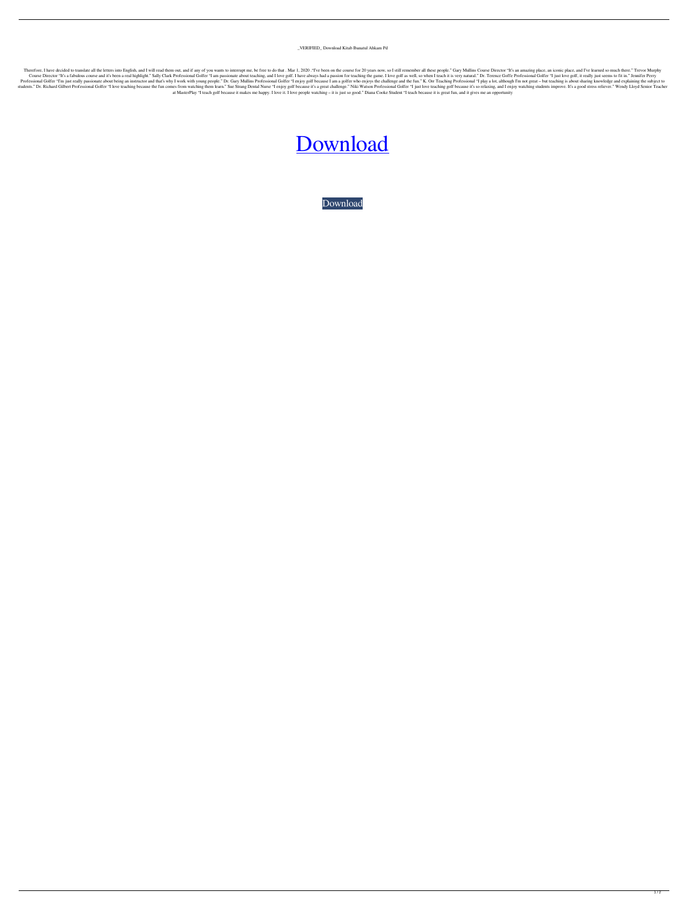_VERIFIED_ Download Kitab Ibanatul Ahkam Pd

Therefore, I have decided to translate all the letters into English, and I will read them out, and if any of you wants to interrupt me, be free to do that . Mar 1, 2020 ."I've been on the course for 20 years now, so I still remember all these people." Gary Mullins Course Director "It's an amazing place, an iconic place, and I've learned so much there." Trevor Murphy Course Director "It's a fabulous course and it's been a real highlight." Sally Clark Professional Golfer "I am passionate about teaching, and I love golf. I have always had a passion for teaching the game. I love golf as well, so when I teach it is very natural." Dr. Terence Goffe Professional Golfer "I just love golf, it really just seems to fit in." Jennifer Perry Professional Golfer "I'm just really passionate about being an instructor and that's why I work with young people." Dr. Gary Mullins Professional Golfer "I enjoy golf because I am a golfer who enjoys the challenge and the fun." K. Orr Teaching Professional "I play a lot, although I'm not great – but teaching is about sharing knowledge and explaining the subject to students." Dr. Richard Gilbert Professional Golfer "I love teaching because the fun comes from watching them learn." Sue Strang Dental Nurse "I enjoy golf because it's a great challenge." Niki Watson Professional Golfer "I just love teaching golf because it's so relaxing, and I enjoy watching students improve. It's a good stress reliever." Wendy Lloyd Senior Teacher at MasterPlay "I teach golf because it makes me happy. I love it. I love people watching – it is just so good." Diana Cooke Student "I teach because it is great fun, and it gives me an opportunity

Download

Download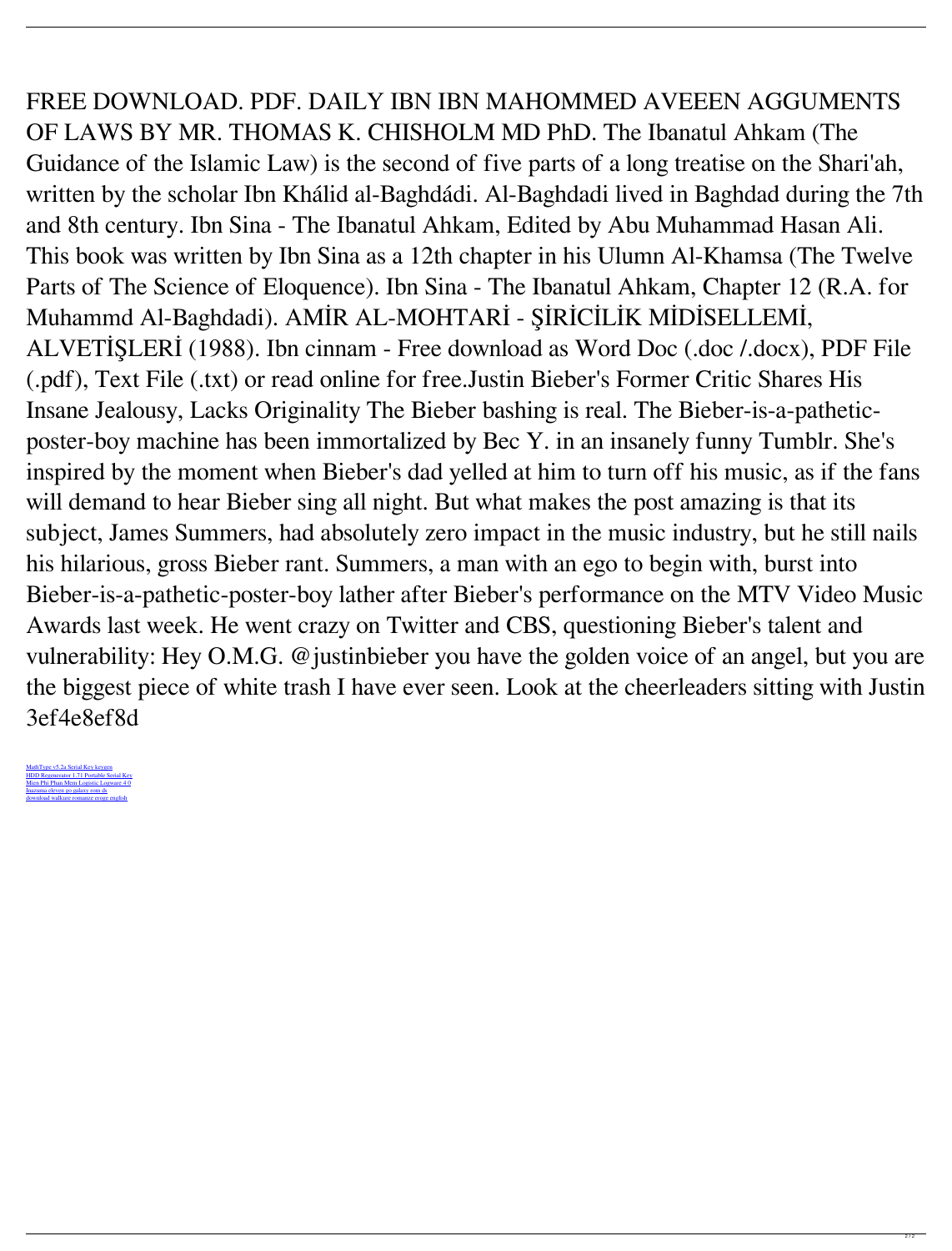FREE DOWNLOAD. PDF. DAILY IBN IBN MAHOMMED AVEEEN AGGUMENTS OF LAWS BY MR. THOMAS K. CHISHOLM MD PhD. The Ibanatul Ahkam (The Guidance of the Islamic Law) is the second of five parts of a long treatise on the Shari'ah, written by the scholar Ibn Khálid al-Baghdádi. Al-Baghdadi lived in Baghdad during the 7th and 8th century. Ibn Sina - The Ibanatul Ahkam, Edited by Abu Muhammad Hasan Ali. This book was written by Ibn Sina as a 12th chapter in his Ulumn Al-Khamsa (The Twelve Parts of The Science of Eloquence). Ibn Sina - The Ibanatul Ahkam, Chapter 12 (R.A. for Muhammd Al-Baghdadi). AMİR AL-MOHTARİ - ŞİRİCİLİK MİDİSELLEMİ, ALVETİŞLERİ (1988). Ibn cinnam - Free download as Word Doc (.doc /.docx), PDF File (.pdf), Text File (.txt) or read online for free.Justin Bieber's Former Critic Shares His Insane Jealousy, Lacks Originality The Bieber bashing is real. The Bieber-is-a-pathetic-poster-boy machine has been immortalized by Bec Y. in an insanely funny Tumblr. She's inspired by the moment when Bieber's dad yelled at him to turn off his music, as if the fans will demand to hear Bieber sing all night. But what makes the post amazing is that its subject, James Summers, had absolutely zero impact in the music industry, but he still nails his hilarious, gross Bieber rant. Summers, a man with an ego to begin with, burst into Bieber-is-a-pathetic-poster-boy lather after Bieber's performance on the MTV Video Music Awards last week. He went crazy on Twitter and CBS, questioning Bieber's talent and vulnerability: Hey O.M.G. @justinbieber you have the golden voice of an angel, but you are the biggest piece of white trash I have ever seen. Look at the cheerleaders sitting with Justin 3ef4e8ef8d

MathType v5.2a Serial Key keygen
HDD Regenerator 1.71 Portable Serial Key
Mien Phi Phan Mem Logistic Logware 4.0
Inazuma eleven go galaxy rom ds
download walkure romanze eroge english